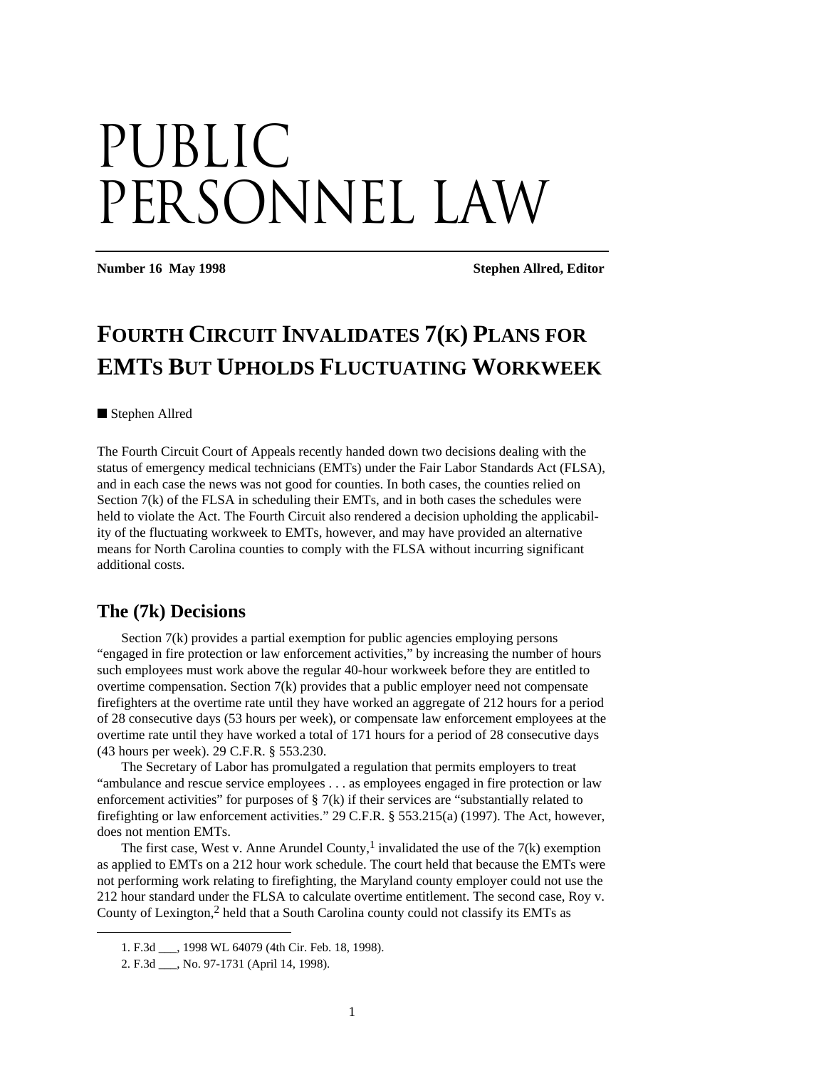# PUBLIC PERSONNEL LAW

**Number 16 May 1998** **Stephen Allred, Editor**

## FOURTH CIRCUIT INVALIDATES 7(K) PLANS FOR EMTS BUT UPHOLDS FLUCTUATING WORKWEEK

■ Stephen Allred

The Fourth Circuit Court of Appeals recently handed down two decisions dealing with the status of emergency medical technicians (EMTs) under the Fair Labor Standards Act (FLSA), and in each case the news was not good for counties. In both cases, the counties relied on Section 7(k) of the FLSA in scheduling their EMTs, and in both cases the schedules were held to violate the Act. The Fourth Circuit also rendered a decision upholding the applicability of the fluctuating workweek to EMTs, however, and may have provided an alternative means for North Carolina counties to comply with the FLSA without incurring significant additional costs.

### The (7k) Decisions

Section 7(k) provides a partial exemption for public agencies employing persons "engaged in fire protection or law enforcement activities," by increasing the number of hours such employees must work above the regular 40-hour workweek before they are entitled to overtime compensation. Section 7(k) provides that a public employer need not compensate firefighters at the overtime rate until they have worked an aggregate of 212 hours for a period of 28 consecutive days (53 hours per week), or compensate law enforcement employees at the overtime rate until they have worked a total of 171 hours for a period of 28 consecutive days (43 hours per week). 29 C.F.R. § 553.230.

The Secretary of Labor has promulgated a regulation that permits employers to treat "ambulance and rescue service employees . . . as employees engaged in fire protection or law enforcement activities" for purposes of § 7(k) if their services are "substantially related to firefighting or law enforcement activities." 29 C.F.R. § 553.215(a) (1997). The Act, however, does not mention EMTs.

The first case, West v. Anne Arundel County,[1] invalidated the use of the 7(k) exemption as applied to EMTs on a 212 hour work schedule. The court held that because the EMTs were not performing work relating to firefighting, the Maryland county employer could not use the 212 hour standard under the FLSA to calculate overtime entitlement. The second case, Roy v. County of Lexington,[2] held that a South Carolina county could not classify its EMTs as

1. F.3d ___, 1998 WL 64079 (4th Cir. Feb. 18, 1998).

2. F.3d ___, No. 97-1731 (April 14, 1998).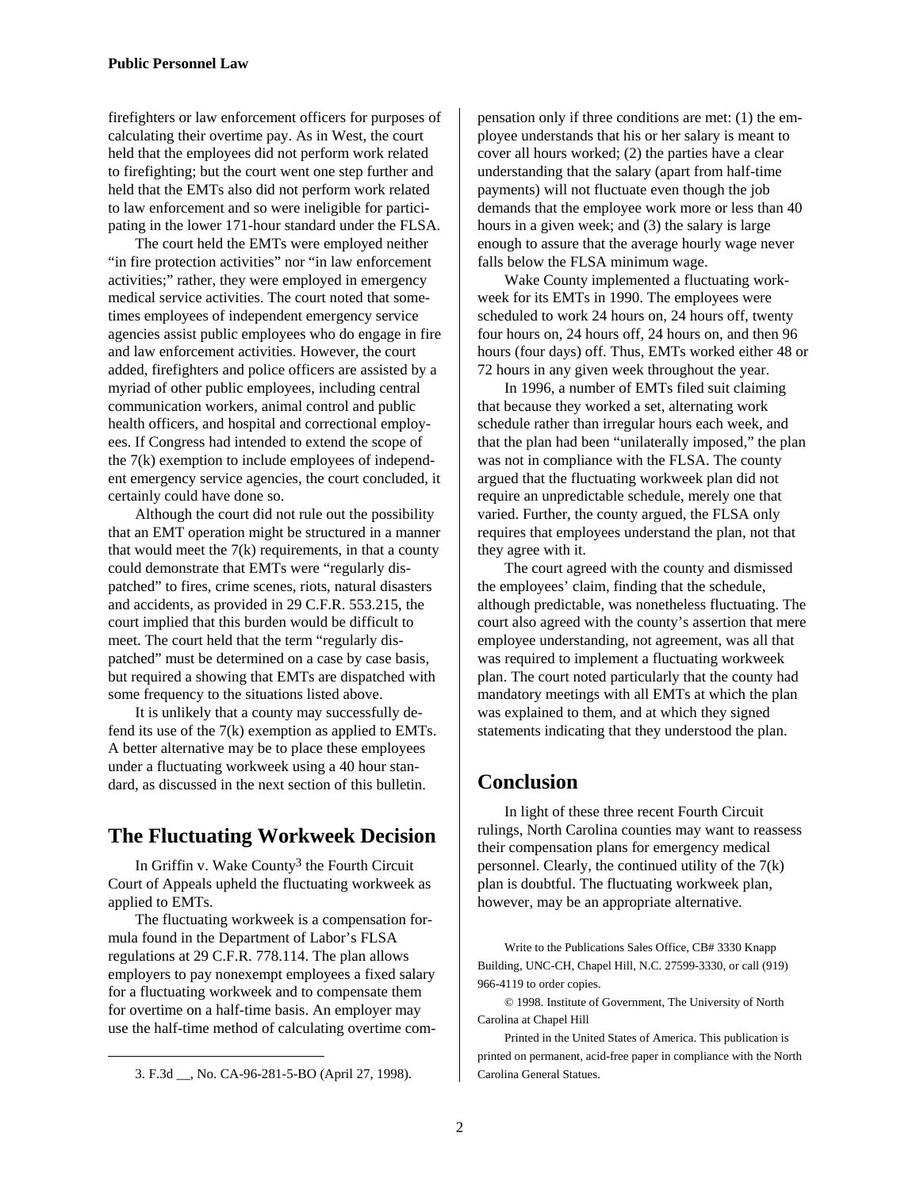firefighters or law enforcement officers for purposes of calculating their overtime pay. As in West, the court held that the employees did not perform work related to firefighting; but the court went one step further and held that the EMTs also did not perform work related to law enforcement and so were ineligible for participating in the lower 171-hour standard under the FLSA.

The court held the EMTs were employed neither "in fire protection activities" nor "in law enforcement activities;" rather, they were employed in emergency medical service activities. The court noted that sometimes employees of independent emergency service agencies assist public employees who do engage in fire and law enforcement activities. However, the court added, firefighters and police officers are assisted by a myriad of other public employees, including central communication workers, animal control and public health officers, and hospital and correctional employees. If Congress had intended to extend the scope of the 7(k) exemption to include employees of independent emergency service agencies, the court concluded, it certainly could have done so.

Although the court did not rule out the possibility that an EMT operation might be structured in a manner that would meet the 7(k) requirements, in that a county could demonstrate that EMTs were "regularly dispatched" to fires, crime scenes, riots, natural disasters and accidents, as provided in 29 C.F.R. 553.215, the court implied that this burden would be difficult to meet. The court held that the term "regularly dispatched" must be determined on a case by case basis, but required a showing that EMTs are dispatched with some frequency to the situations listed above.

It is unlikely that a county may successfully defend its use of the 7(k) exemption as applied to EMTs. A better alternative may be to place these employees under a fluctuating workweek using a 40 hour standard, as discussed in the next section of this bulletin.

## The Fluctuating Workweek Decision

In Griffin v. Wake County[3] the Fourth Circuit Court of Appeals upheld the fluctuating workweek as applied to EMTs.

The fluctuating workweek is a compensation formula found in the Department of Labor's FLSA regulations at 29 C.F.R. 778.114. The plan allows employers to pay nonexempt employees a fixed salary for a fluctuating workweek and to compensate them for overtime on a half-time basis. An employer may use the half-time method of calculating overtime compensation only if three conditions are met: (1) the employee understands that his or her salary is meant to cover all hours worked; (2) the parties have a clear understanding that the salary (apart from half-time payments) will not fluctuate even though the job demands that the employee work more or less than 40 hours in a given week; and (3) the salary is large enough to assure that the average hourly wage never falls below the FLSA minimum wage.

Wake County implemented a fluctuating workweek for its EMTs in 1990. The employees were scheduled to work 24 hours on, 24 hours off, twenty four hours on, 24 hours off, 24 hours on, and then 96 hours (four days) off. Thus, EMTs worked either 48 or 72 hours in any given week throughout the year.

In 1996, a number of EMTs filed suit claiming that because they worked a set, alternating work schedule rather than irregular hours each week, and that the plan had been "unilaterally imposed," the plan was not in compliance with the FLSA. The county argued that the fluctuating workweek plan did not require an unpredictable schedule, merely one that varied. Further, the county argued, the FLSA only requires that employees understand the plan, not that they agree with it.

The court agreed with the county and dismissed the employees' claim, finding that the schedule, although predictable, was nonetheless fluctuating. The court also agreed with the county's assertion that mere employee understanding, not agreement, was all that was required to implement a fluctuating workweek plan. The court noted particularly that the county had mandatory meetings with all EMTs at which the plan was explained to them, and at which they signed statements indicating that they understood the plan.

## Conclusion

In light of these three recent Fourth Circuit rulings, North Carolina counties may want to reassess their compensation plans for emergency medical personnel. Clearly, the continued utility of the 7(k) plan is doubtful. The fluctuating workweek plan, however, may be an appropriate alternative.

Write to the Publications Sales Office, CB# 3330 Knapp Building, UNC-CH, Chapel Hill, N.C. 27599-3330, or call (919) 966-4119 to order copies.

© 1998. Institute of Government, The University of North Carolina at Chapel Hill

Printed in the United States of America. This publication is printed on permanent, acid-free paper in compliance with the North Carolina General Statues.

---

3. F.3d __, No. CA-96-281-5-BO (April 27, 1998).